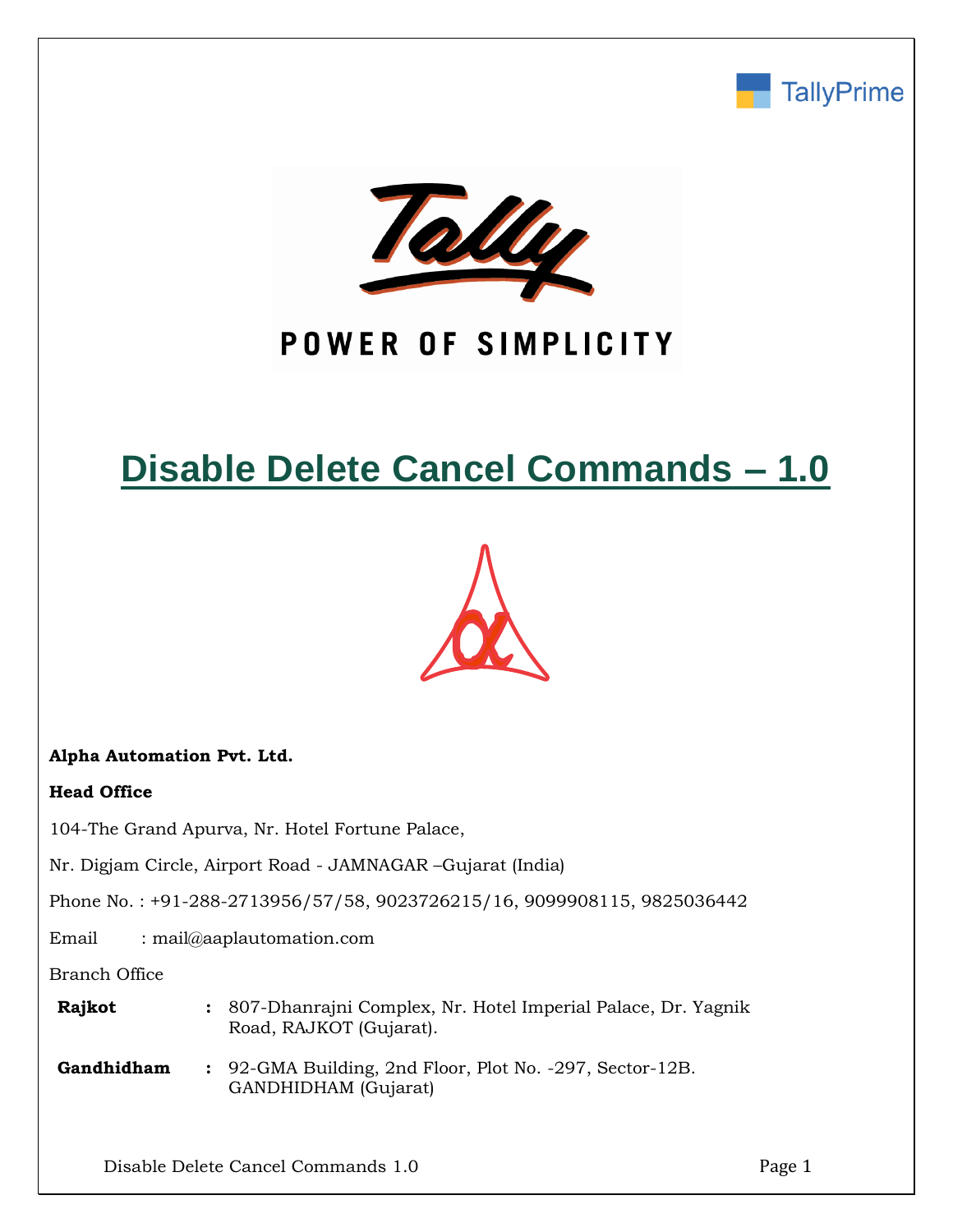# Disable Delete Cancel Commands – 1.0

**Alpha Automation Pvt. Ltd.**

**Head Office**

104-The Grand Apurva, Nr. Hotel Fortune Palace,

Nr. Digjam Circle, Airport Road - JAMNAGAR –Gujarat (India)

Phone No. : +91-288-2713956/57/58, 9023726215/16, 9099908115, 9825036442

Email : mail@aaplautomation.com

Branch Office

| | | |
|---|---|---|
| **Rajkot** | **:** | 807-Dhanrajni Complex, Nr. Hotel Imperial Palace, Dr. Yagnik Road, RAJKOT (Gujarat). |
| **Gandhidham** | **:** | 92-GMA Building, 2nd Floor, Plot No. -297, Sector-12B. GANDHIDHAM (Gujarat) |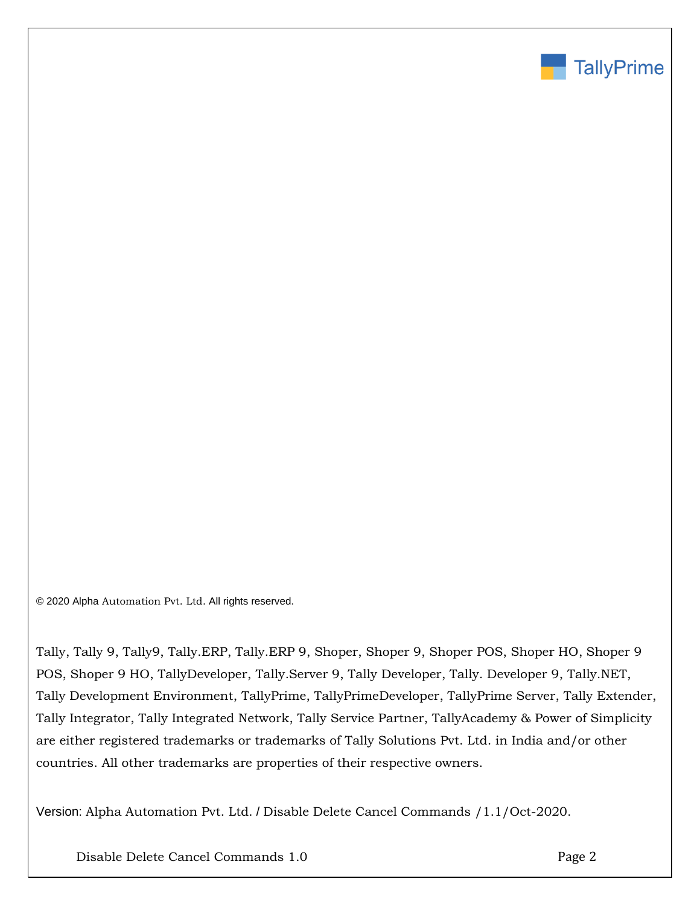© 2020 Alpha Automation Pvt. Ltd. All rights reserved.

Tally, Tally 9, Tally9, Tally.ERP, Tally.ERP 9, Shoper, Shoper 9, Shoper POS, Shoper HO, Shoper 9 POS, Shoper 9 HO, TallyDeveloper, Tally.Server 9, Tally Developer, Tally. Developer 9, Tally.NET, Tally Development Environment, TallyPrime, TallyPrimeDeveloper, TallyPrime Server, Tally Extender, Tally Integrator, Tally Integrated Network, Tally Service Partner, TallyAcademy & Power of Simplicity are either registered trademarks or trademarks of Tally Solutions Pvt. Ltd. in India and/or other countries. All other trademarks are properties of their respective owners.

Version: Alpha Automation Pvt. Ltd. / Disable Delete Cancel Commands /1.1/Oct-2020.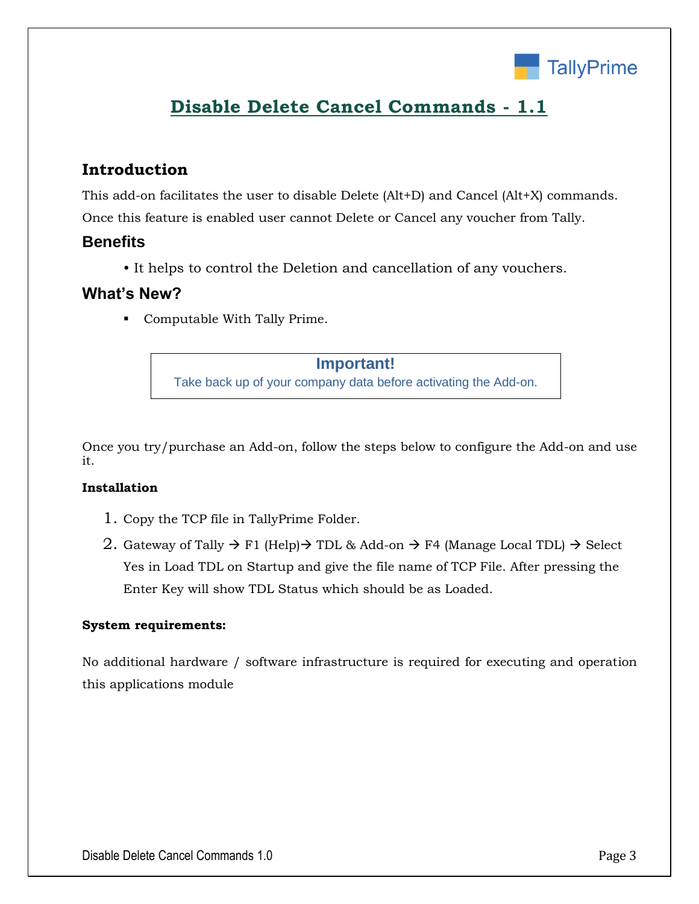TallyPrime

# Disable Delete Cancel Commands - 1.1

## Introduction

This add-on facilitates the user to disable Delete (Alt+D) and Cancel (Alt+X) commands. Once this feature is enabled user cannot Delete or Cancel any voucher from Tally.

## Benefits

- It helps to control the Deletion and cancellation of any vouchers.

## What's New?

- Computable With Tally Prime.

> **Important!**
> Take back up of your company data before activating the Add-on.

Once you try/purchase an Add-on, follow the steps below to configure the Add-on and use it.

**Installation**

1. Copy the TCP file in TallyPrime Folder.
2. Gateway of Tally → F1 (Help)→ TDL & Add-on → F4 (Manage Local TDL) → Select Yes in Load TDL on Startup and give the file name of TCP File. After pressing the Enter Key will show TDL Status which should be as Loaded.

**System requirements:**

No additional hardware / software infrastructure is required for executing and operation this applications module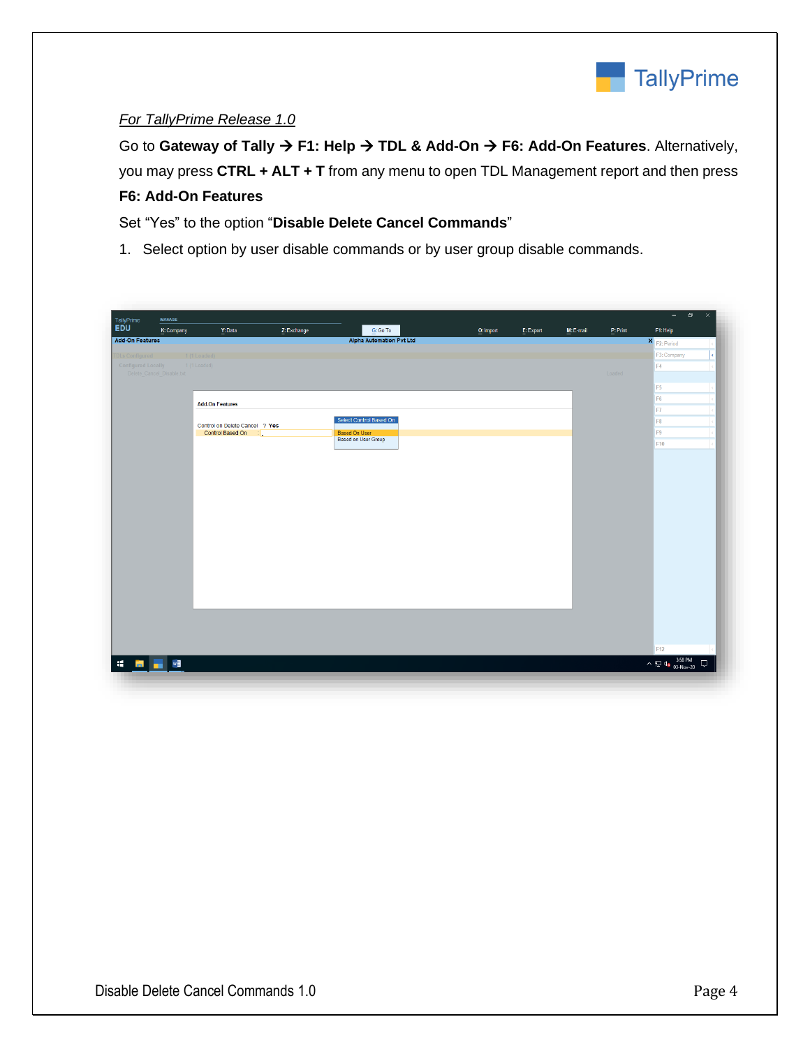*For TallyPrime Release 1.0*

Go to **Gateway of Tally → F1: Help → TDL & Add-On → F6: Add-On Features**. Alternatively, you may press **CTRL + ALT + T** from any menu to open TDL Management report and then press **F6: Add-On Features**

Set "Yes" to the option "**Disable Delete Cancel Commands**"

1. Select option by user disable commands or by user group disable commands.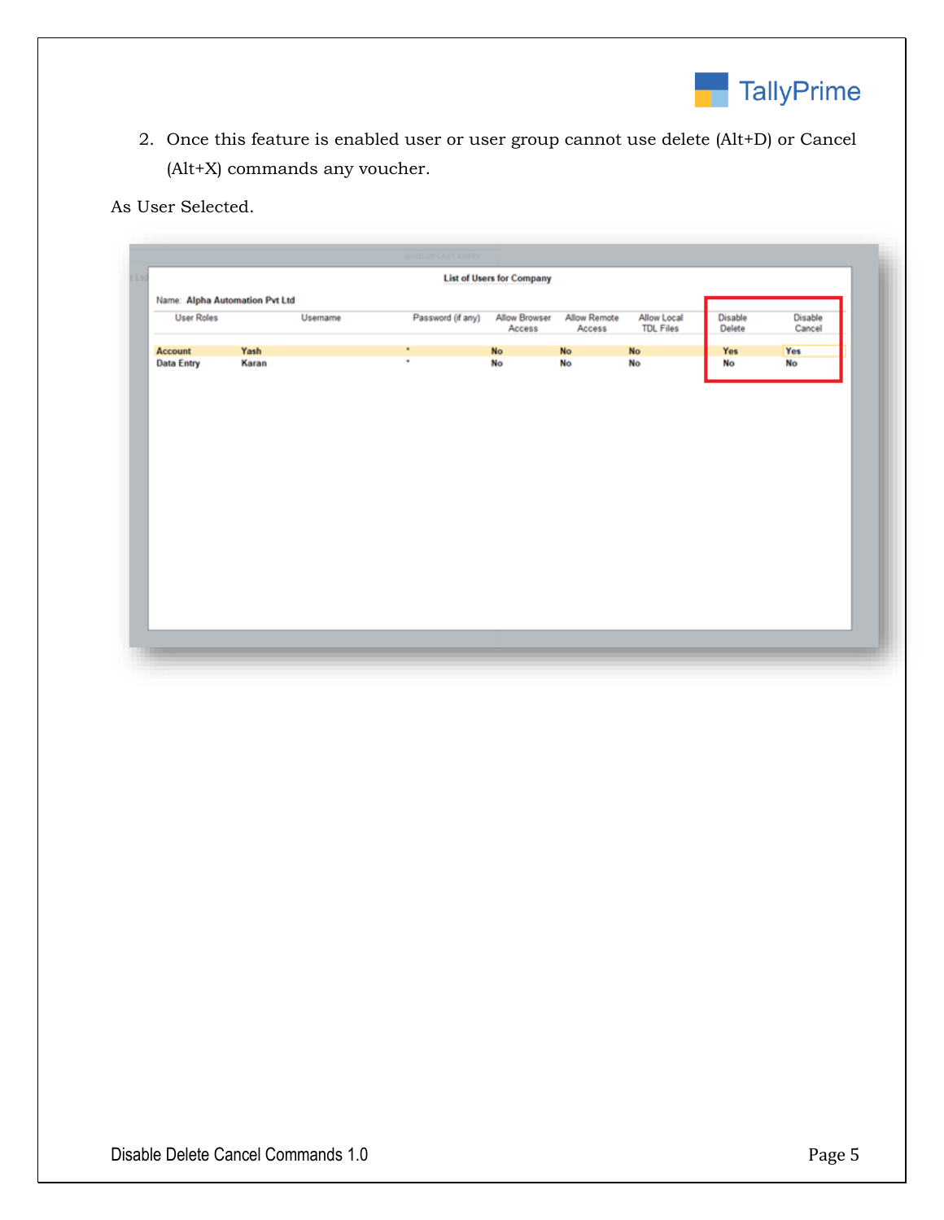2. Once this feature is enabled user or user group cannot use delete (Alt+D) or Cancel (Alt+X) commands any voucher.

As User Selected.

**List of Users for Company**

Name: **Alpha Automation Pvt Ltd**

| User Roles | Username | Password (if any) | Allow Browser Access | Allow Remote Access | Allow Local TDL Files | Disable Delete | Disable Cancel |
|---|---|---|---|---|---|---|---|
| Account | Yash | * | No | No | No | Yes | Yes |
| Data Entry | Karan | * | No | No | No | No | No |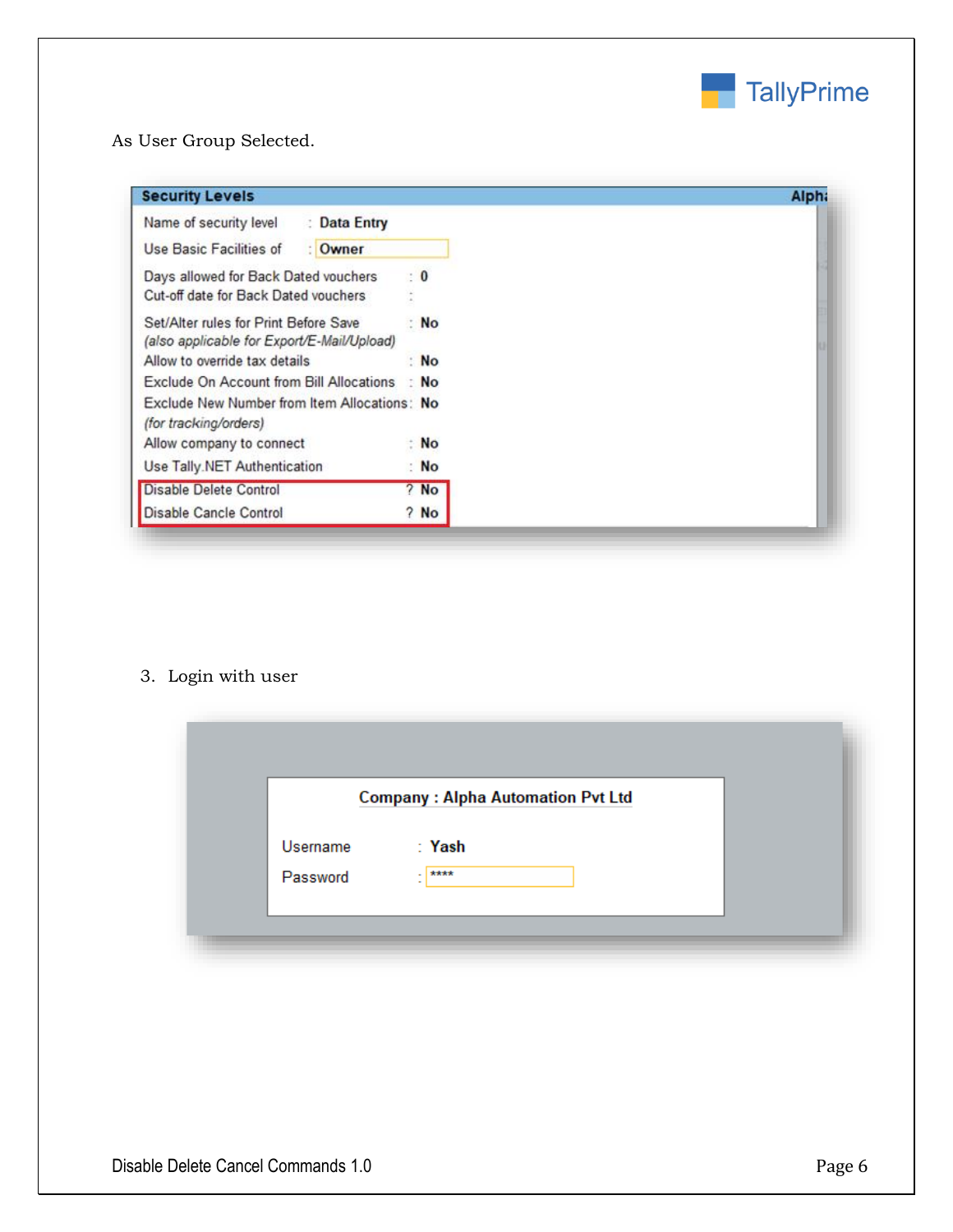As User Group Selected.

**Security Levels**

| | | |
|---|---|---|
| Name of security level | : | Data Entry |
| Use Basic Facilities of | : | Owner |
| Days allowed for Back Dated vouchers | : | 0 |
| Cut-off date for Back Dated vouchers | : | |
| Set/Alter rules for Print Before Save *(also applicable for Export/E-Mail/Upload)* | : | No |
| Allow to override tax details | : | No |
| Exclude On Account from Bill Allocations | : | No |
| Exclude New Number from Item Allocations *(for tracking/orders)* | : | No |
| Allow company to connect | : | No |
| Use Tally.NET Authentication | : | No |
| Disable Delete Control | ? | No |
| Disable Cancle Control | ? | No |

3. Login with user

**Company : Alpha Automation Pvt Ltd**

Username : Yash

Password : ****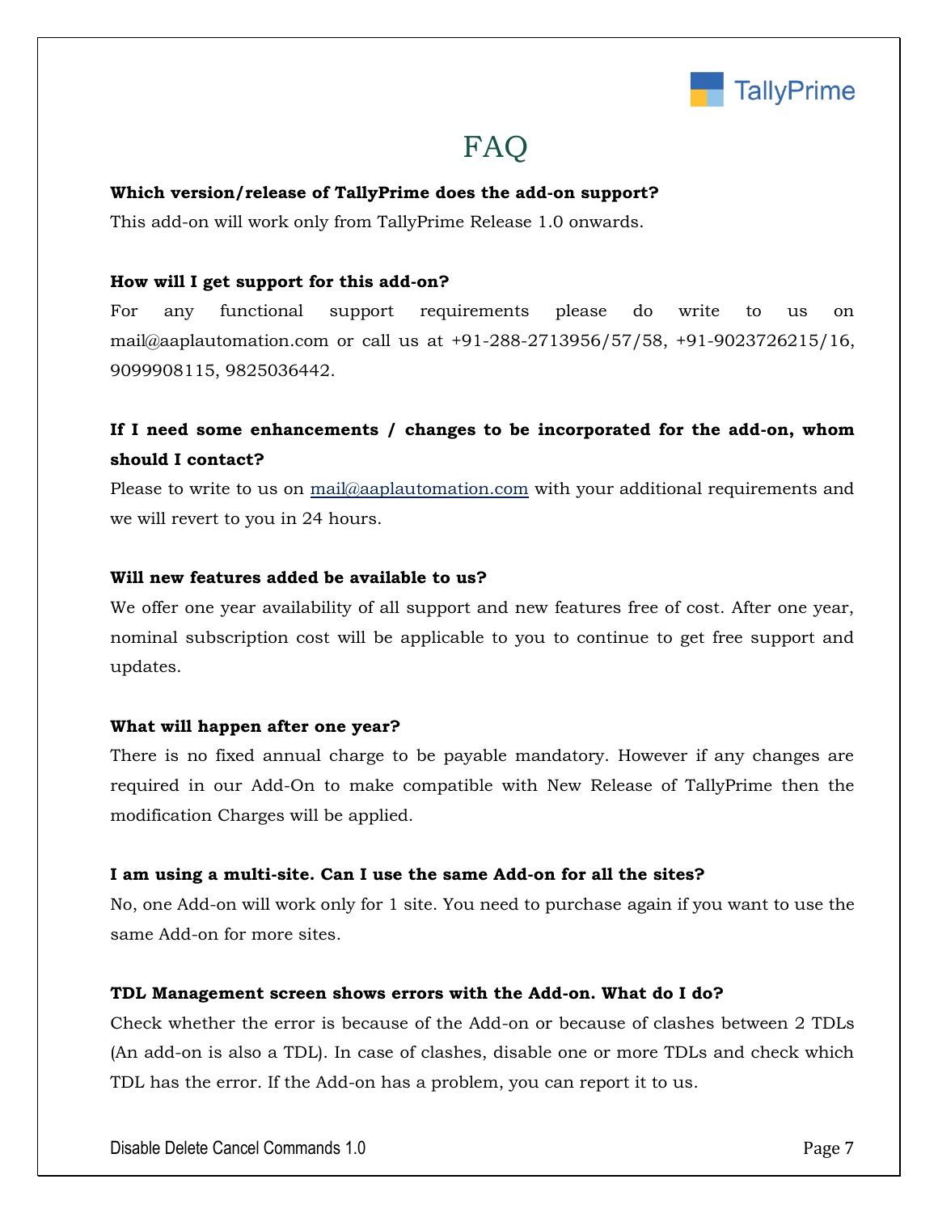# FAQ

**Which version/release of TallyPrime does the add-on support?**

This add-on will work only from TallyPrime Release 1.0 onwards.

**How will I get support for this add-on?**

For any functional support requirements please do write to us on mail@aaplautomation.com or call us at +91-288-2713956/57/58, +91-9023726215/16, 9099908115, 9825036442.

**If I need some enhancements / changes to be incorporated for the add-on, whom should I contact?**

Please to write to us on mail@aaplautomation.com with your additional requirements and we will revert to you in 24 hours.

**Will new features added be available to us?**

We offer one year availability of all support and new features free of cost. After one year, nominal subscription cost will be applicable to you to continue to get free support and updates.

**What will happen after one year?**

There is no fixed annual charge to be payable mandatory. However if any changes are required in our Add-On to make compatible with New Release of TallyPrime then the modification Charges will be applied.

**I am using a multi-site. Can I use the same Add-on for all the sites?**

No, one Add-on will work only for 1 site. You need to purchase again if you want to use the same Add-on for more sites.

**TDL Management screen shows errors with the Add-on. What do I do?**

Check whether the error is because of the Add-on or because of clashes between 2 TDLs (An add-on is also a TDL). In case of clashes, disable one or more TDLs and check which TDL has the error. If the Add-on has a problem, you can report it to us.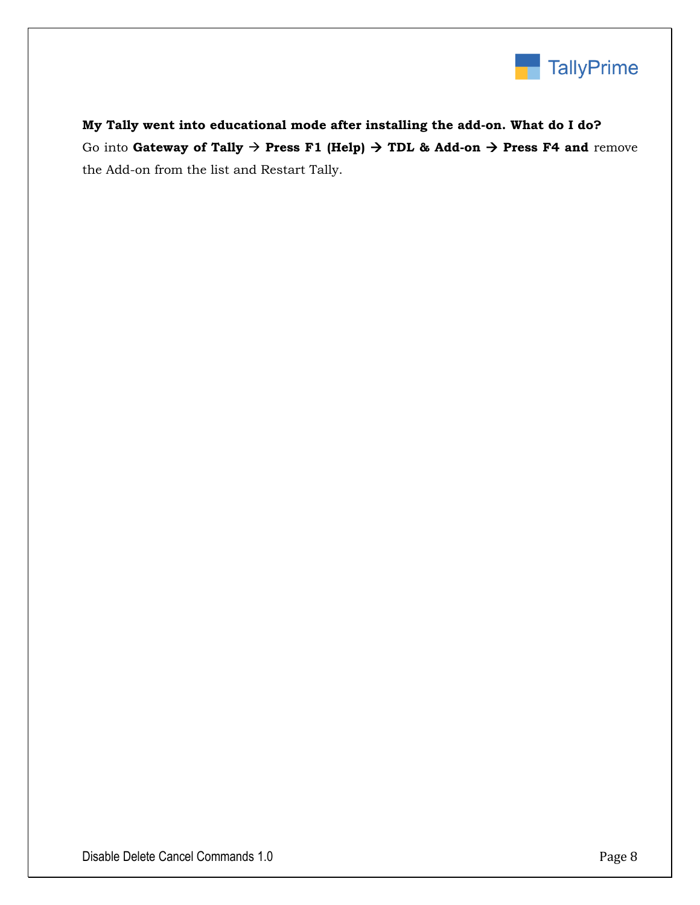**My Tally went into educational mode after installing the add-on. What do I do?**

Go into **Gateway of Tally → Press F1 (Help) → TDL & Add-on → Press F4 and** remove the Add-on from the list and Restart Tally.